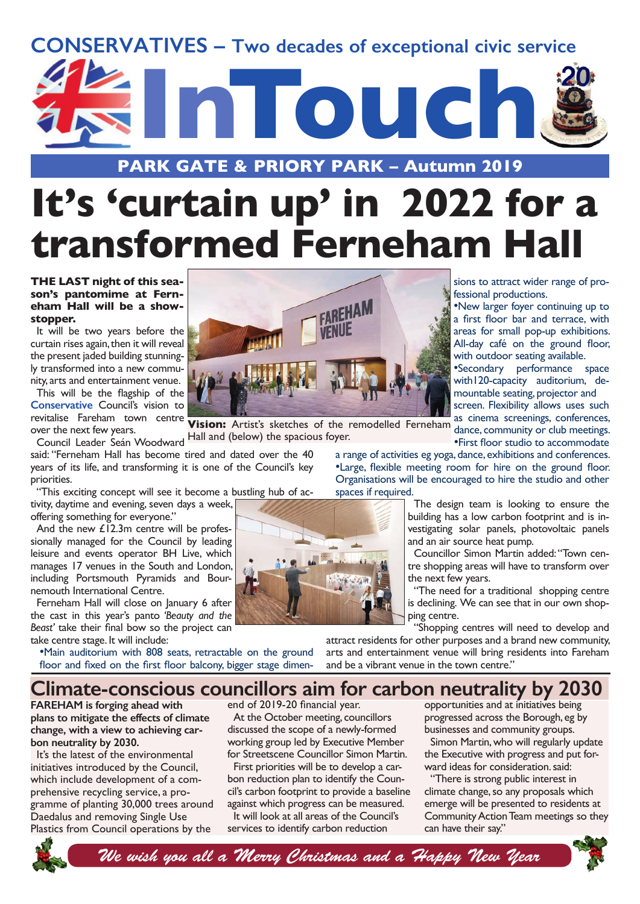CONSERVATIVES – Two decades of exceptional civic service

# InTouch

PARK GATE & PRIORY PARK – Autumn 2019

# It's 'curtain up' in 2022 for a transformed Ferneham Hall

**THE LAST night of this season's pantomime at Ferneham Hall will be a showstopper.**

It will be two years before the curtain rises again, then it will reveal the present jaded building stunningly transformed into a new community, arts and entertainment venue.

This will be the flagship of the Conservative Council's vision to revitalise Fareham town centre over the next few years.

Council Leader Seán Woodward said: "Ferneham Hall has become tired and dated over the 40 years of its life, and transforming it is one of the Council's key priorities.

"This exciting concept will see it become a bustling hub of activity, daytime and evening, seven days a week, offering something for everyone."

And the new £12.3m centre will be professionally managed for the Council by leading leisure and events operator BH Live, which manages 17 venues in the South and London, including Portsmouth Pyramids and Bournemouth International Centre.

Ferneham Hall will close on January 6 after the cast in this year's panto *'Beauty and the Beast'* take their final bow so the project can take centre stage. It will include:

**Vision:** Artist's sketches of the remodelled Ferneham Hall and (below) the spacious foyer.

- Main auditorium with 808 seats, retractable on the ground floor and fixed on the first floor balcony, bigger stage dimensions to attract wider range of professional productions.
- New larger foyer continuing up to a first floor bar and terrace, with areas for small pop-up exhibitions. All-day café on the ground floor, with outdoor seating available.
- Secondary performance space with 120-capacity auditorium, demountable seating, projector and screen. Flexibility allows uses such as cinema screenings, conferences, dance, community or club meetings.
- First floor studio to accommodate a range of activities eg yoga, dance, exhibitions and conferences.
- Large, flexible meeting room for hire on the ground floor. Organisations will be encouraged to hire the studio and other spaces if required.

The design team is looking to ensure the building has a low carbon footprint and is investigating solar panels, photovoltaic panels and an air source heat pump.

Councillor Simon Martin added: "Town centre shopping areas will have to transform over the next few years.

"The need for a traditional shopping centre is declining. We can see that in our own shopping centre.

"Shopping centres will need to develop and attract residents for other purposes and a brand new community, arts and entertainment venue will bring residents into Fareham and be a vibrant venue in the town centre."

## Climate-conscious councillors aim for carbon neutrality by 2030

**FAREHAM is forging ahead with plans to mitigate the effects of climate change, with a view to achieving carbon neutrality by 2030.**

It's the latest of the environmental initiatives introduced by the Council, which include development of a comprehensive recycling service, a programme of planting 30,000 trees around Daedalus and removing Single Use Plastics from Council operations by the end of 2019-20 financial year.

At the October meeting, councillors discussed the scope of a newly-formed working group led by Executive Member for Streetscene Councillor Simon Martin.

First priorities will be to develop a carbon reduction plan to identify the Council's carbon footprint to provide a baseline against which progress can be measured.

It will look at all areas of the Council's services to identify carbon reduction opportunities and at initiatives being progressed across the Borough, eg by businesses and community groups.

Simon Martin, who will regularly update the Executive with progress and put forward ideas for consideration, said:

"There is strong public interest in climate change, so any proposals which emerge will be presented to residents at Community Action Team meetings so they can have their say."

*We wish you all a Merry Christmas and a Happy New Year*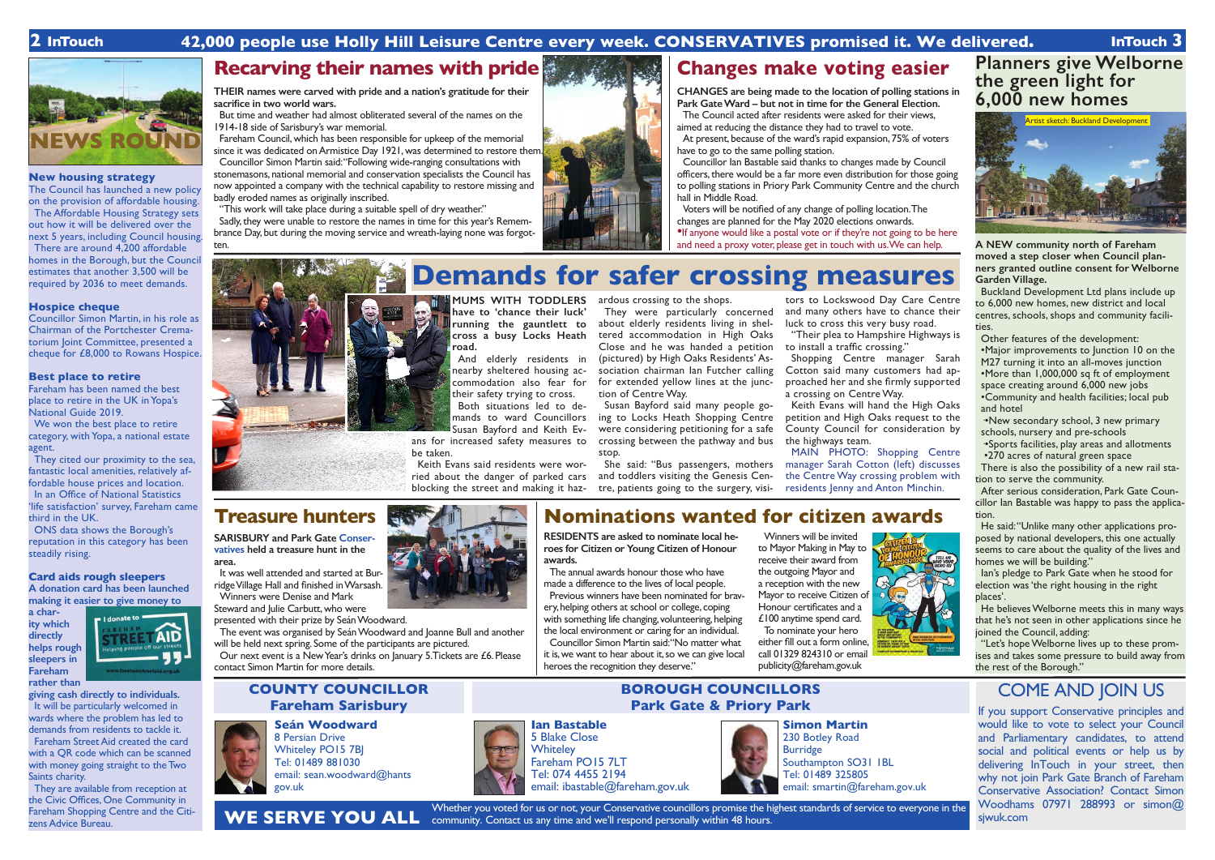# 42,000 people use Holly Hill Leisure Centre every week. CONSERVATIVES promised it. We delivered.

## NEWS ROUND

### New housing strategy

The Council has launched a new policy on the provision of affordable housing.

The Affordable Housing Strategy sets out how it will be delivered over the next 5 years, including Council housing.

There are around 4,200 affordable homes in the Borough, but the Council estimates that another 3,500 will be required by 2036 to meet demands.

### Hospice cheque

Councillor Simon Martin, in his role as Chairman of the Portchester Crematorium Joint Committee, presented a cheque for £8,000 to Rowans Hospice.

### Best place to retire

Fareham has been named the best place to retire in the UK in Yopa's National Guide 2019.

We won the best place to retire category, with Yopa, a national estate agent.

They cited our proximity to the sea, fantastic local amenities, relatively affordable house prices and location.

In an Office of National Statistics 'life satisfaction' survey, Fareham came third in the UK.

ONS data shows the Borough's reputation in this category has been steadily rising.

### Card aids rough sleepers

**A donation card has been launched making it easier to give money to a charity which directly helps rough sleepers in Fareham rather than giving cash directly to individuals.**

It will be particularly welcomed in wards where the problem has led to demands from residents to tackle it.

Fareham Street Aid created the card with a QR code which can be scanned with money going straight to the Two Saints charity.

They are available from reception at the Civic Offices, One Community in Fareham Shopping Centre and the Citizens Advice Bureau.

I donate to FAREHAM STREET AID Helping people off our streets www.farehamstreetaid.org.uk

## Recarving their names with pride

**THEIR names were carved with pride and a nation's gratitude for their sacrifice in two world wars.**

But time and weather had almost obliterated several of the names on the 1914-18 side of Sarisbury's war memorial.

Fareham Council, which has been responsible for upkeep of the memorial since it was dedicated on Armistice Day 1921, was determined to restore them.

Councillor Simon Martin said: "Following wide-ranging consultations with stonemasons, national memorial and conservation specialists the Council has now appointed a company with the technical capability to restore missing and badly eroded names as originally inscribed.

"This work will take place during a suitable spell of dry weather."

Sadly, they were unable to restore the names in time for this year's Remembrance Day, but during the moving service and wreath-laying none was forgotten.

## Changes make voting easier

**CHANGES are being made to the location of polling stations in Park Gate Ward – but not in time for the General Election.**

The Council acted after residents were asked for their views, aimed at reducing the distance they had to travel to vote.

At present, because of the ward's rapid expansion, 75% of voters have to go to the same polling station.

Councillor Ian Bastable said thanks to changes made by Council officers, there would be a far more even distribution for those going to polling stations in Priory Park Community Centre and the church hall in Middle Road.

Voters will be notified of any change of polling location. The changes are planned for the May 2020 elections onwards.

•If anyone would like a postal vote or if they're not going to be here and need a proxy voter, please get in touch with us. We can help.

## Planners give Welborne the green light for 6,000 new homes

Artist sketch: Buckland Development

**A NEW community north of Fareham moved a step closer when Council planners granted outline consent for Welborne Garden Village.**

Buckland Development Ltd plans include up to 6,000 new homes, new district and local centres, schools, shops and community facilities.

Other features of the development:

- Major improvements to Junction 10 on the M27 turning it into an all-moves junction
- More than 1,000,000 sq ft of employment space creating around 6,000 new jobs
- Community and health facilities; local pub and hotel
- New secondary school, 3 new primary schools, nursery and pre-schools
- Sports facilities, play areas and allotments
- 270 acres of natural green space

There is also the possibility of a new rail station to serve the community.

After serious consideration, Park Gate Councillor Ian Bastable was happy to pass the application.

He said: "Unlike many other applications proposed by national developers, this one actually seems to care about the quality of the lives and homes we will be building."

Ian's pledge to Park Gate when he stood for election was 'the right housing in the right places'.

He believes Welborne meets this in many ways that he's not seen in other applications since he joined the Council, adding:

"Let's hope Welborne lives up to these promises and takes some pressure to build away from the rest of the Borough."

## Demands for safer crossing measures

**MUMS WITH TODDLERS have to 'chance their luck' running the gauntlet to cross a busy Locks Heath road.**

And elderly residents in nearby sheltered housing accommodation also fear for their safety trying to cross.

Both situations led to demands from ward Councillors Susan Bayford and Keith Evans for increased safety measures to be taken.

Keith Evans said residents were worried about the danger of parked cars blocking the street and making it hazardous crossing to the shops.

They were particularly concerned about elderly residents living in sheltered accommodation in High Oaks Close and he was handed a petition (pictured) by High Oaks Residents' Association chairman Ian Futcher calling for extended yellow lines at the junction of Centre Way.

Susan Bayford said many people going to Locks Heath Shopping Centre were considering petitioning for a safe crossing between the pathway and bus stop.

She said: "Bus passengers, mothers and toddlers visiting the Genesis Centre, patients going to the surgery, visitors to Lockswood Day Care Centre and many others have to chance their luck to cross this very busy road.

"Their plea to Hampshire Highways is to install a traffic crossing."

Shopping Centre manager Sarah Cotton said many customers had approached her and she firmly supported a crossing on Centre Way.

Keith Evans will hand the High Oaks petition and High Oaks request to the County Council for consideration by the highways team.

MAIN PHOTO: Shopping Centre manager Sarah Cotton (left) discusses the Centre Way crossing problem with residents Jenny and Anton Minchin.

## Treasure hunters

**SARISBURY and Park Gate Conservatives held a treasure hunt in the area.**

It was well attended and started at Burridge Village Hall and finished in Warsash.

Winners were Denise and Mark Steward and Julie Carbutt, who were presented with their prize by Seán Woodward.

The event was organised by Seán Woodward and Joanne Bull and another will be held next spring. Some of the participants are pictured.

Our next event is a New Year's drinks on January 5. Tickets are £6. Please contact Simon Martin for more details.

## Nominations wanted for citizen awards

**RESIDENTS are asked to nominate local heroes for Citizen or Young Citizen of Honour awards.**

The annual awards honour those who have made a difference to the lives of local people.

Previous winners have been nominated for bravery, helping others at school or college, coping with something life changing, volunteering, helping the local environment or caring for an individual.

Councillor Simon Martin said: "No matter what it is, we want to hear about it, so we can give local heroes the recognition they deserve."

Winners will be invited to Mayor Making in May to receive their award from the outgoing Mayor and a reception with the new Mayor to receive Citizen of Honour certificates and a £100 anytime spend card.

To nominate your hero either fill out a form online, call 01329 824310 or email publicity@fareham.gov.uk

## COUNTY COUNCILLOR Fareham Sarisbury

**Seán Woodward**
8 Persian Drive
Whiteley PO15 7BJ
Tel: 01489 881030
email: sean.woodward@hants.gov.uk

## BOROUGH COUNCILLORS Park Gate & Priory Park

**Ian Bastable**
5 Blake Close
Whiteley
Fareham PO15 7LT
Tel: 074 4455 2194
email: ibastable@fareham.gov.uk

**Simon Martin**
230 Botley Road
Burridge
Southampton SO31 1BL
Tel: 01489 325805
email: smartin@fareham.gov.uk

## WE SERVE YOU ALL

Whether you voted for us or not, your Conservative councillors promise the highest standards of service to everyone in the community. Contact us any time and we'll respond personally within 48 hours.

## COME AND JOIN US

If you support Conservative principles and would like to vote to select your Council and Parliamentary candidates, to attend social and political events or help us by delivering InTouch in your street, then why not join Park Gate Branch of Fareham Conservative Association? Contact Simon Woodhams 07971 288993 or simon@sjwuk.com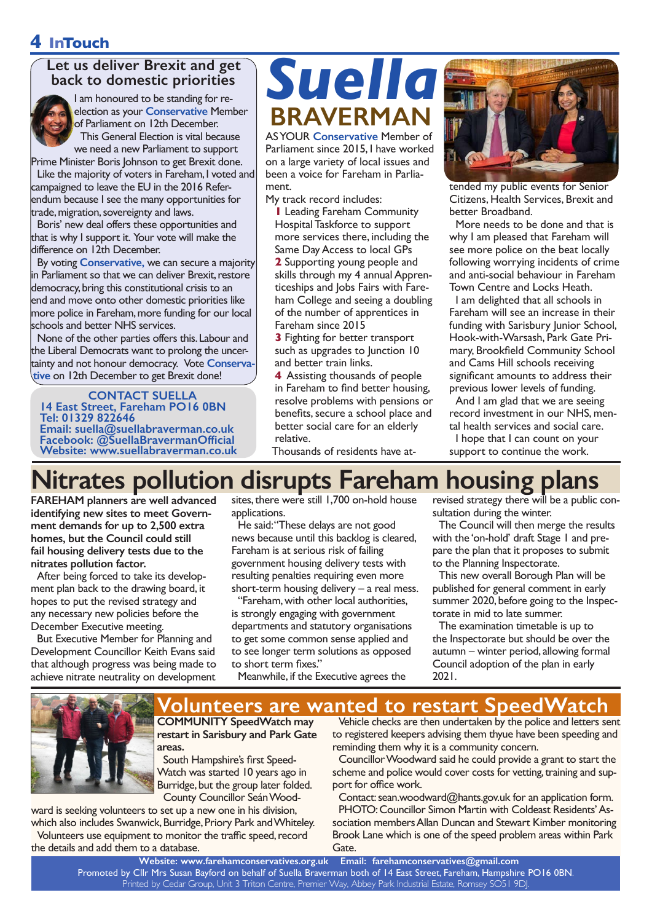## Let us deliver Brexit and get back to domestic priorities

I am honoured to be standing for re-election as your **Conservative** Member of Parliament on 12th December.

This General Election is vital because we need a new Parliament to support Prime Minister Boris Johnson to get Brexit done.

Like the majority of voters in Fareham, I voted and campaigned to leave the EU in the 2016 Referendum because I see the many opportunities for trade, migration, sovereignty and laws.

Boris' new deal offers these opportunities and that is why I support it. Your vote will make the difference on 12th December.

By voting **Conservative,** we can secure a majority in Parliament so that we can deliver Brexit, restore democracy, bring this constitutional crisis to an end and move onto other domestic priorities like more police in Fareham, more funding for our local schools and better NHS services.

None of the other parties offers this. Labour and the Liberal Democrats want to prolong the uncertainty and not honour democracy. Vote **Conservative** on 12th December to get Brexit done!

**CONTACT SUELLA**
**14 East Street, Fareham PO16 0BN**
**Tel: 01329 822646**
**Email: suella@suellabraverman.co.uk**
**Facebook: @SuellaBravermanOfficial**
**Website: www.suellabraverman.co.uk**

# Suella BRAVERMAN

AS YOUR **Conservative** Member of Parliament since 2015, I have worked on a large variety of local issues and been a voice for Fareham in Parliament.

My track record includes:

**1** Leading Fareham Community Hospital Taskforce to support more services there, including the Same Day Access to local GPs

**2** Supporting young people and skills through my 4 annual Apprenticeships and Jobs Fairs with Fareham College and seeing a doubling of the number of apprentices in Fareham since 2015

**3** Fighting for better transport such as upgrades to Junction 10 and better train links.

**4** Assisting thousands of people in Fareham to find better housing, resolve problems with pensions or benefits, secure a school place and better social care for an elderly relative.

Thousands of residents have attended my public events for Senior Citizens, Health Services, Brexit and better Broadband.

More needs to be done and that is why I am pleased that Fareham will see more police on the beat locally following worrying incidents of crime and anti-social behaviour in Fareham Town Centre and Locks Heath.

I am delighted that all schools in Fareham will see an increase in their funding with Sarisbury Junior School, Hook-with-Warsash, Park Gate Primary, Brookfield Community School and Cams Hill schools receiving significant amounts to address their previous lower levels of funding.

And I am glad that we are seeing record investment in our NHS, mental health services and social care.

I hope that I can count on your support to continue the work.

# Nitrates pollution disrupts Fareham housing plans

**FAREHAM planners are well advanced identifying new sites to meet Government demands for up to 2,500 extra homes, but the Council could still fail housing delivery tests due to the nitrates pollution factor.**

After being forced to take its development plan back to the drawing board, it hopes to put the revised strategy and any necessary new policies before the December Executive meeting.

But Executive Member for Planning and Development Councillor Keith Evans said that although progress was being made to achieve nitrate neutrality on development sites, there were still 1,700 on-hold house applications.

He said: "These delays are not good news because until this backlog is cleared, Fareham is at serious risk of failing government housing delivery tests with resulting penalties requiring even more short-term housing delivery – a real mess.

"Fareham, with other local authorities, is strongly engaging with government departments and statutory organisations to get some common sense applied and to see longer term solutions as opposed to short term fixes."

Meanwhile, if the Executive agrees the revised strategy there will be a public consultation during the winter.

The Council will then merge the results with the 'on-hold' draft Stage 1 and prepare the plan that it proposes to submit to the Planning Inspectorate.

This new overall Borough Plan will be published for general comment in early summer 2020, before going to the Inspectorate in mid to late summer.

The examination timetable is up to the Inspectorate but should be over the autumn – winter period, allowing formal Council adoption of the plan in early 2021.

# Volunteers are wanted to restart SpeedWatch

**COMMUNITY SpeedWatch may restart in Sarisbury and Park Gate areas.**

South Hampshire's first SpeedWatch was started 10 years ago in Burridge, but the group later folded.

County Councillor Seán Woodward is seeking volunteers to set up a new one in his division, which also includes Swanwick, Burridge, Priory Park and Whiteley.

Volunteers use equipment to monitor the traffic speed, record the details and add them to a database.

Vehicle checks are then undertaken by the police and letters sent to registered keepers advising them thyue have been speeding and reminding them why it is a community concern.

Councillor Woodward said he could provide a grant to start the scheme and police would cover costs for vetting, training and support for office work.

Contact: sean.woodward@hants.gov.uk for an application form.

PHOTO: Councillor Simon Martin with Coldeast Residents' Association members Allan Duncan and Stewart Kimber monitoring Brook Lane which is one of the speed problem areas within Park Gate.

**Website: www.farehamconservatives.org.uk Email: farehamconservatives@gmail.com**

Promoted by Cllr Mrs Susan Bayford on behalf of Suella Braverman both of 14 East Street, Fareham, Hampshire PO16 0BN.
Printed by Cedar Group, Unit 3 Triton Centre, Premier Way, Abbey Park Industrial Estate, Romsey SO51 9DJ.